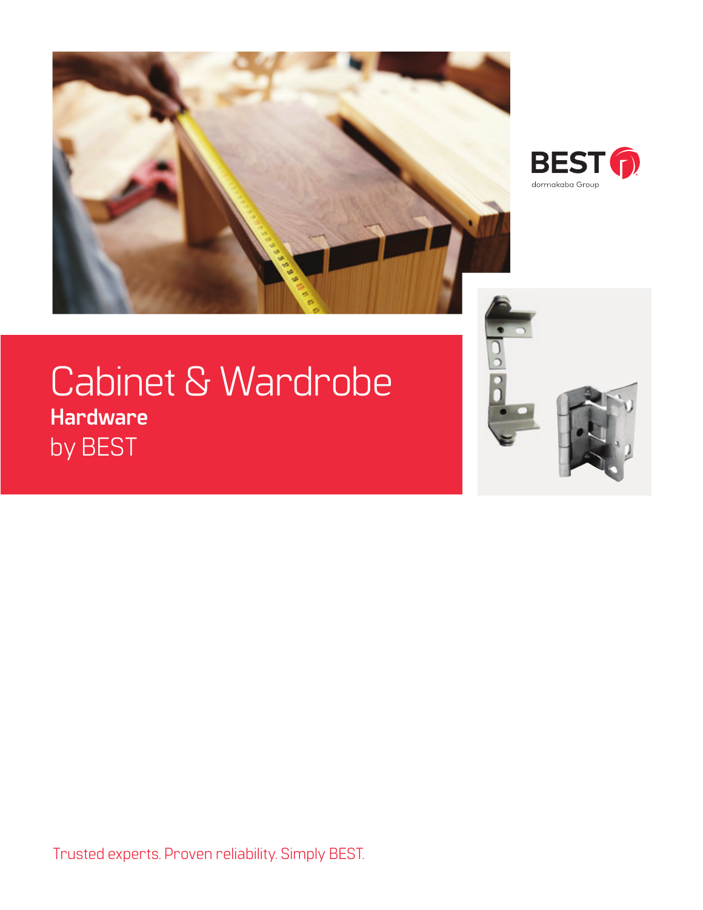BEST
dormakaba Group

# Cabinet & Wardrobe
## **Hardware**
by BEST

Trusted experts. Proven reliability. Simply BEST.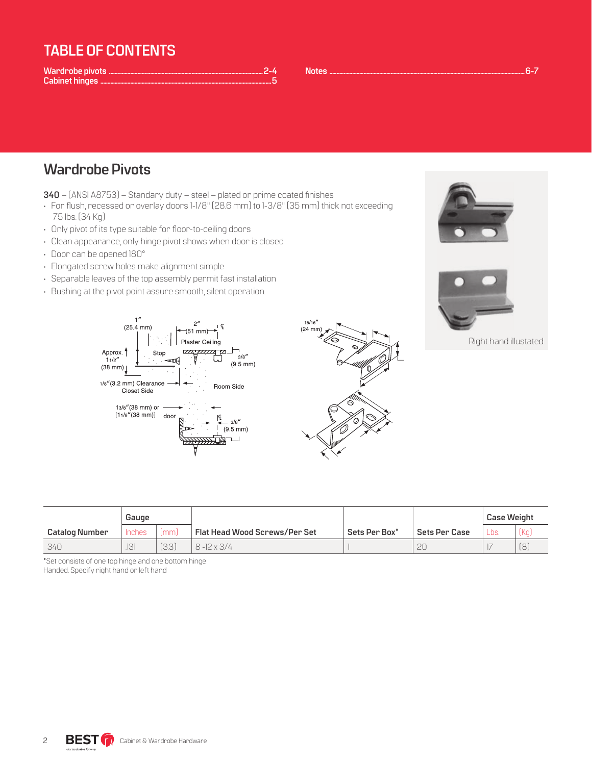# TABLE OF CONTENTS

Wardrobe pivots ........ 2-4
Cabinet hinges ........ 5
Notes ........ 6-7

## Wardrobe Pivots

**340** – (ANSI A8753) – Standary duty – steel – plated or prime coated finishes

- For flush, recessed or overlay doors 1-1/8" (28.6 mm) to 1-3/8" (35 mm) thick not exceeding 75 lbs. (34 Kg)
- Only pivot of its type suitable for floor-to-ceiling doors
- Clean appearance, only hinge pivot shows when door is closed
- Door can be opened 180°
- Elongated screw holes make alignment simple
- Separable leaves of the top assembly permit fast installation
- Bushing at the pivot point assure smooth, silent operation.

Right hand illustated

| Catalog Number | Gauge | | Flat Head Wood Screws/Per Set | Sets Per Box* | Sets Per Case | Case Weight | |
|---|---|---|---|---|---|---|---|
| | Inches | (mm) | | | | Lbs. | (Kg) |
| 340 | .131 | (3.3) | 8 -12 x 3/4 | 1 | 20 | 17 | (8) |

*Set consists of one top hinge and one bottom hinge
Handed. Specify right hand or left hand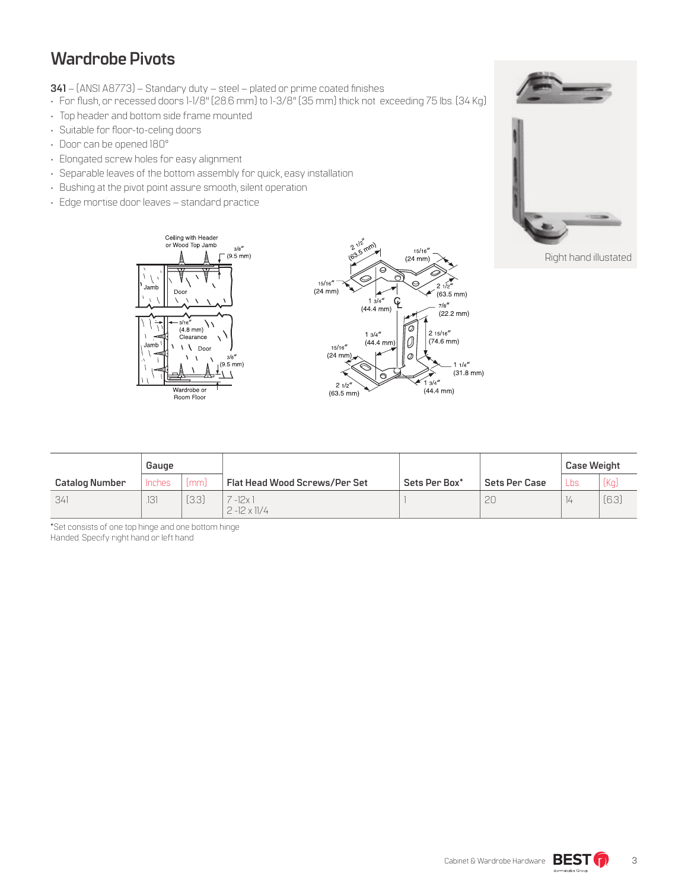# Wardrobe Pivots

**341** – (ANSI A8773) – Standary duty – steel – plated or prime coated finishes

- For flush, or recessed doors 1-1/8" (28.6 mm) to 1-3/8" (35 mm) thick not exceeding 75 lbs. (34 Kg)
- Top header and bottom side frame mounted
- Suitable for floor-to-celing doors
- Door can be opened 180°
- Elongated screw holes for easy alignment
- Separable leaves of the bottom assembly for quick, easy installation
- Bushing at the pivot point assure smooth, silent operation
- Edge mortise door leaves – standard practice

Right hand illustrated

| Catalog Number | Gauge | | Flat Head Wood Screws/Per Set | Sets Per Box* | Sets Per Case | Case Weight | |
|---|---|---|---|---|---|---|---|
| | Inches | (mm) | | | | Lbs. | (Kg) |
| 341 | .131 | (3.3) | 7 -12x 1<br>2 -12 x 11/4 | 1 | 20 | 14 | (6.3) |

*Set consists of one top hinge and one bottom hinge
Handed. Specify right hand or left hand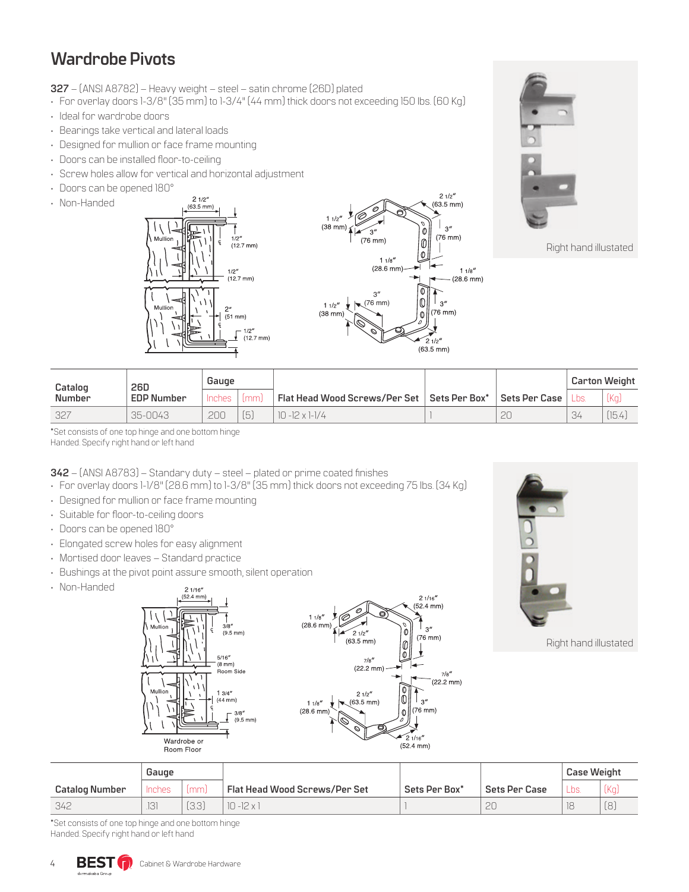# Wardrobe Pivots

**327** – (ANSI A8782) – Heavy weight – steel – satin chrome (26D) plated

- For overlay doors 1-3/8" (35 mm) to 1-3/4" (44 mm) thick doors not exceeding 150 lbs. (60 Kg)
- Ideal for wardrobe doors
- Bearings take vertical and lateral loads
- Designed for mullion or face frame mounting
- Doors can be installed floor-to-ceiling
- Screw holes allow for vertical and horizontal adjustment
- Doors can be opened 180°
- Non-Handed

Right hand illustrated

| Catalog Number | 26D EDP Number | Gauge | | Flat Head Wood Screws/Per Set | Sets Per Box* | Sets Per Case | Carton Weight | |
|---|---|---|---|---|---|---|---|---|
| | | Inches | (mm) | | | | Lbs. | (Kg) |
| 327 | 35-0043 | .200 | (5) | 10 -12 x 1-1/4 | 1 | 20 | 34 | (15.4) |

*Set consists of one top hinge and one bottom hinge
Handed. Specify right hand or left hand

**342** – (ANSI A8783) – Standary duty – steel – plated or prime coated finishes

- For overlay doors 1-1/8" (28.6 mm) to 1-3/8" (35 mm) thick doors not exceeding 75 lbs. (34 Kg)
- Designed for mullion or face frame mounting
- Suitable for floor-to-ceiling doors
- Doors can be opened 180°
- Elongated screw holes for easy alignment
- Mortised door leaves – Standard practice
- Bushings at the pivot point assure smooth, silent operation
- Non-Handed

Right hand illustrated

| Catalog Number | Gauge | | Flat Head Wood Screws/Per Set | Sets Per Box* | Sets Per Case | Case Weight | |
|---|---|---|---|---|---|---|---|
| | Inches | (mm) | | | | Lbs. | (Kg) |
| 342 | .131 | (3.3) | 10 -12 x 1 | 1 | 20 | 18 | (8) |

*Set consists of one top hinge and one bottom hinge
Handed. Specify right hand or left hand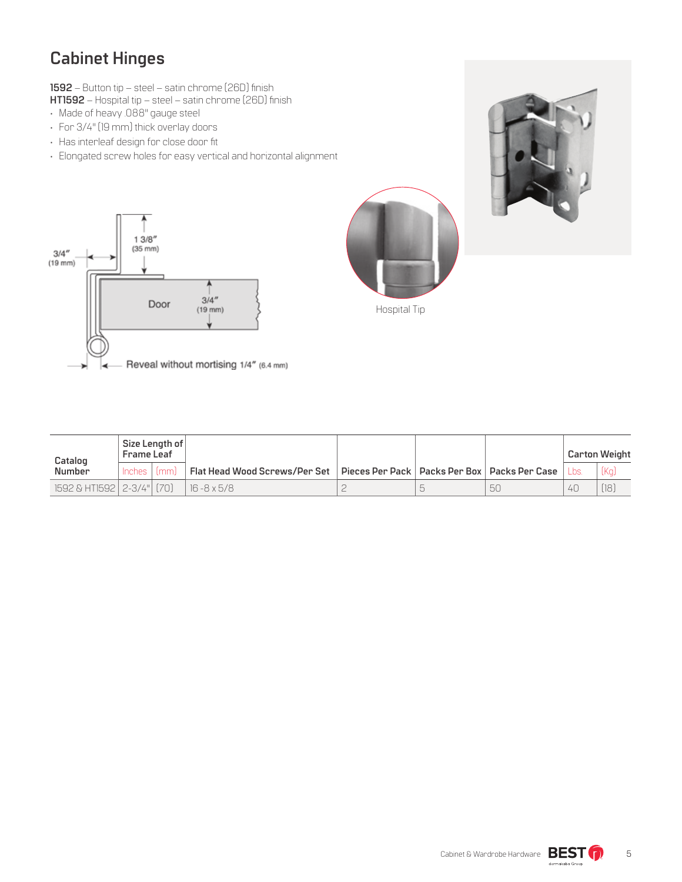# Cabinet Hinges

**1592** – Button tip – steel – satin chrome (26D) finish
**HT1592** – Hospital tip – steel – satin chrome (26D) finish

- Made of heavy .088" gauge steel
- For 3/4" (19 mm) thick overlay doors
- Has interleaf design for close door fit
- Elongated screw holes for easy vertical and horizontal alignment

3/4" (19 mm)

1 3/8" (35 mm)

Door

3/4" (19 mm)

Reveal without mortising 1/4" (6.4 mm)

Hospital Tip

| Catalog Number | Size Length of Frame Leaf | | Flat Head Wood Screws/Per Set | Pieces Per Pack | Packs Per Box | Packs Per Case | Carton Weight | |
|---|---|---|---|---|---|---|---|---|
| | Inches | (mm) | | | | | Lbs. | (Kg) |
| 1592 & HT1592 | 2-3/4" | (70) | 16 -8 x 5/8 | 2 | 5 | 50 | 40 | (18) |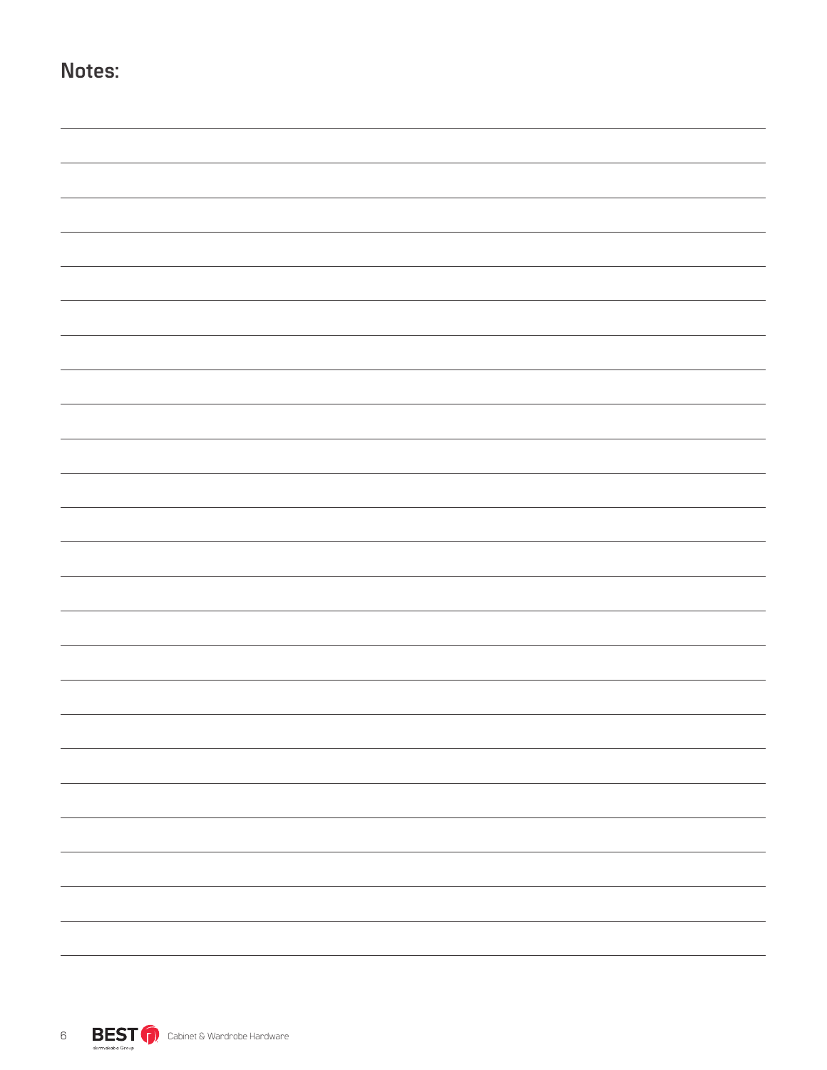## Notes: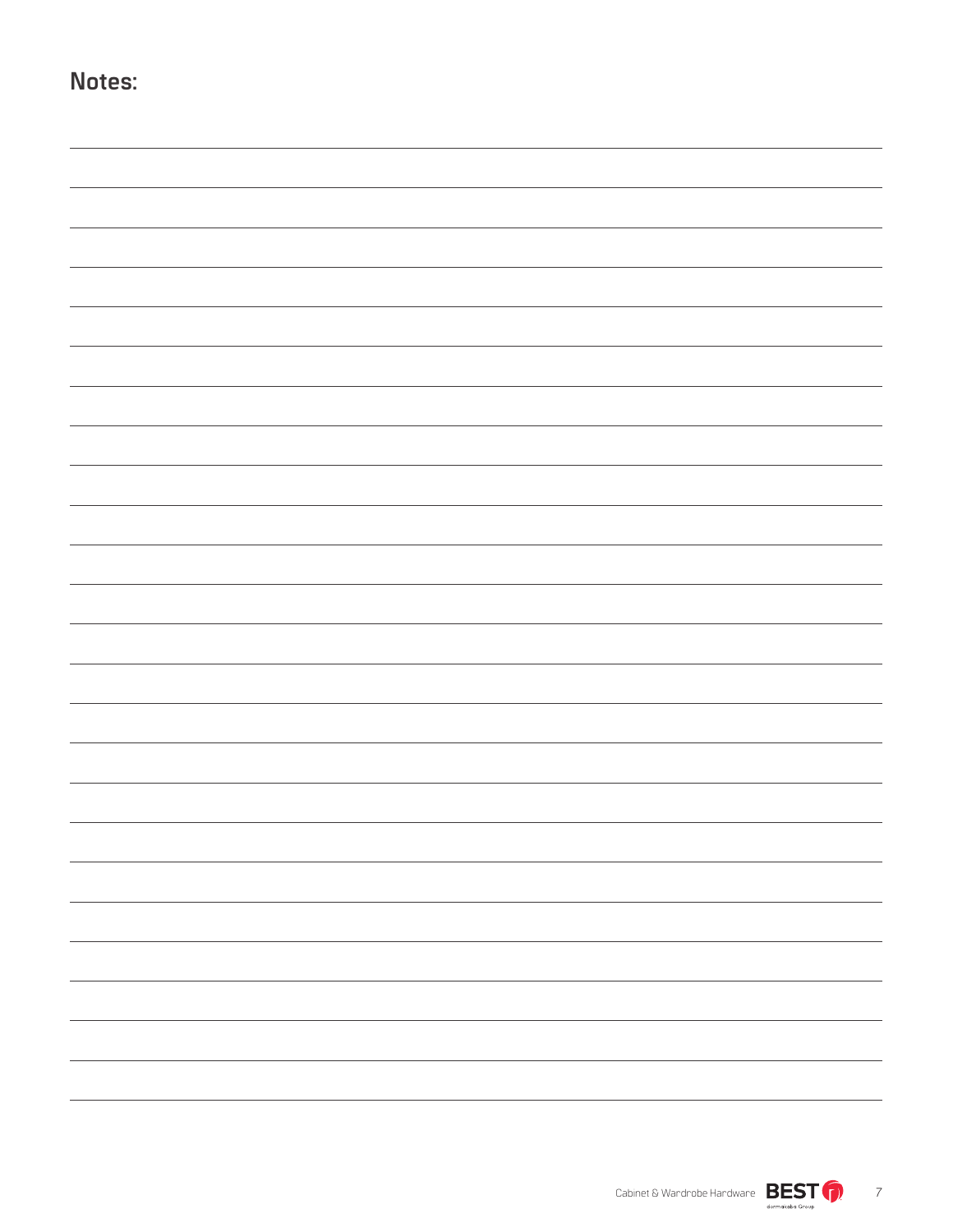## Notes: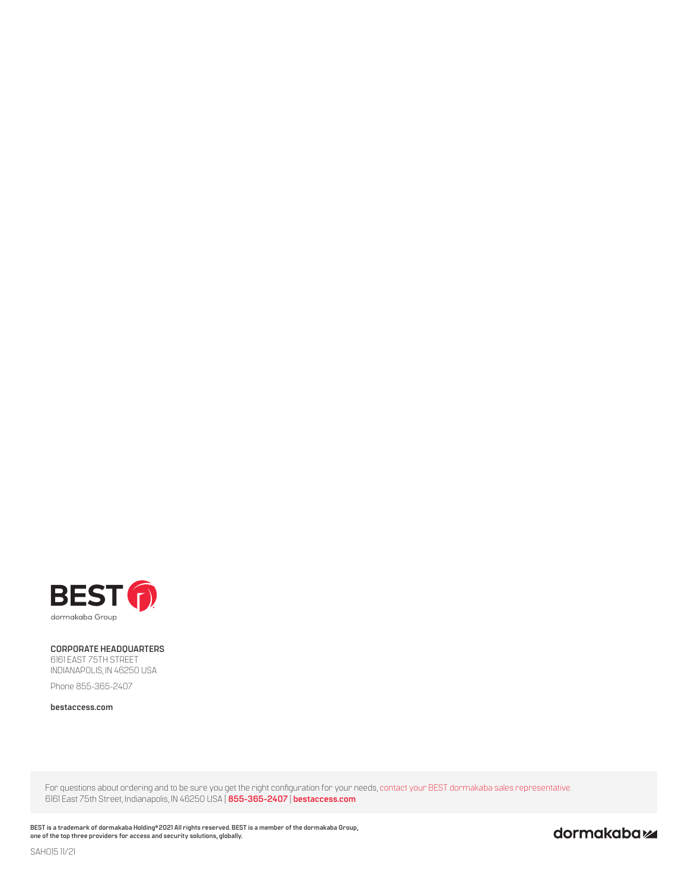BEST

dormakaba Group

**CORPORATE HEADQUARTERS**
6161 EAST 75TH STREET
INDIANAPOLIS, IN 46250 USA

Phone 855-365-2407

**bestaccess.com**

For questions about ordering and to be sure you get the right configuration for your needs, contact your BEST dormakaba sales representative.
6161 East 75th Street, Indianapolis, IN 46250 USA | **855-365-2407** | **bestaccess.com**

**BEST is a trademark of dormakaba Holding© 2021 All rights reserved. BEST is a member of the dormakaba Group, one of the top three providers for access and security solutions, globally.**

dormakaba

SAH015 11/21